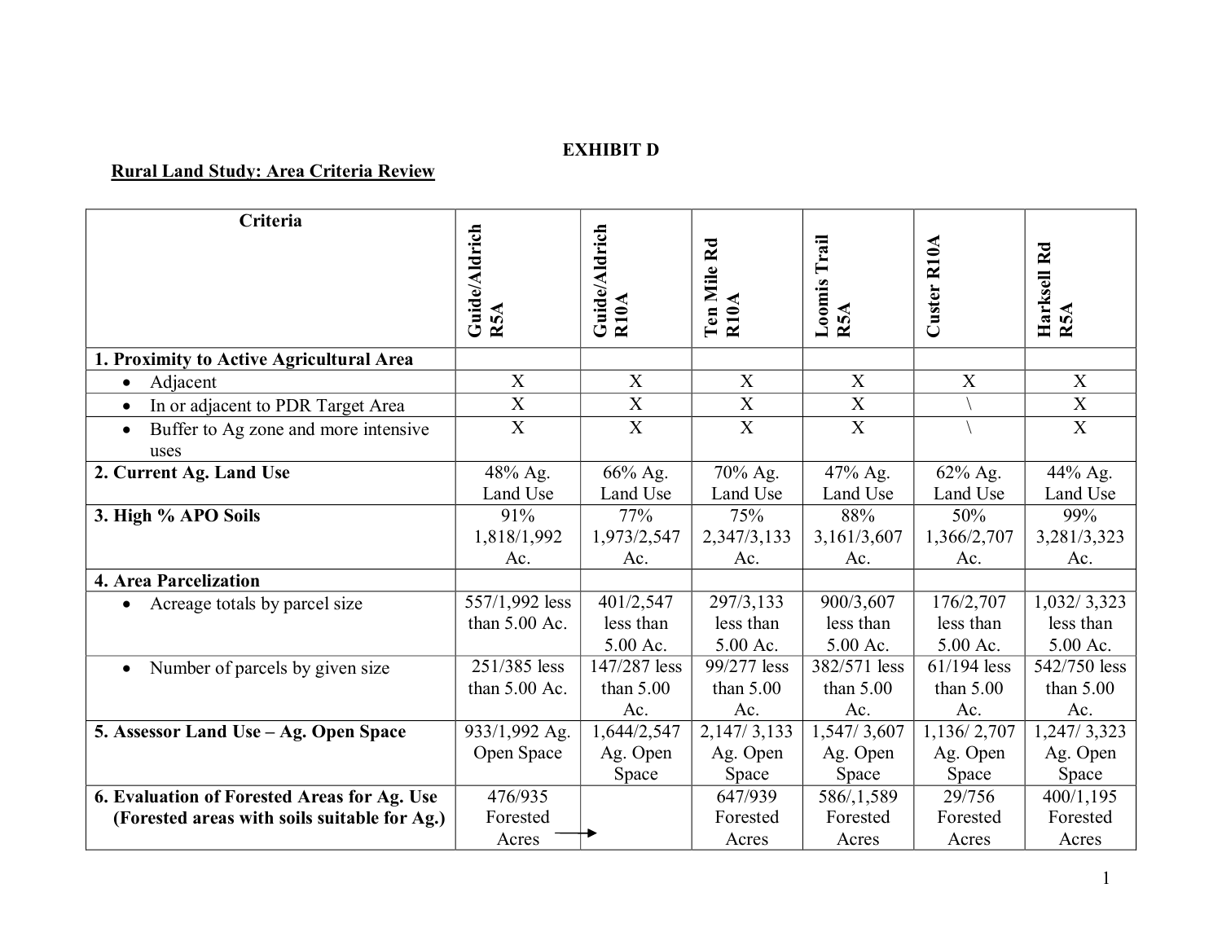# EXHIBIT D

**Rural Land Study: Area Criteria Review**

| Criteria | Guide/Aldrich R5A | Guide/Aldrich R10A | Ten Mile Rd R10A | Loomis Trail R5A | Custer R10A | Harksell Rd R5A |
|---|---|---|---|---|---|---|
| **1. Proximity to Active Agricultural Area** | | | | | | |
| • Adjacent | X | X | X | X | X | X |
| • In or adjacent to PDR Target Area | X | X | X | X | \ | X |
| • Buffer to Ag zone and more intensive uses | X | X | X | X | \ | X |
| **2. Current Ag. Land Use** | 48% Ag. Land Use | 66% Ag. Land Use | 70% Ag. Land Use | 47% Ag. Land Use | 62% Ag. Land Use | 44% Ag. Land Use |
| **3. High % APO Soils** | 91% 1,818/1,992 Ac. | 77% 1,973/2,547 Ac. | 75% 2,347/3,133 Ac. | 88% 3,161/3,607 Ac. | 50% 1,366/2,707 Ac. | 99% 3,281/3,323 Ac. |
| **4. Area Parcelization** | | | | | | |
| • Acreage totals by parcel size | 557/1,992 less than 5.00 Ac. | 401/2,547 less than 5.00 Ac. | 297/3,133 less than 5.00 Ac. | 900/3,607 less than 5.00 Ac. | 176/2,707 less than 5.00 Ac. | 1,032/ 3,323 less than 5.00 Ac. |
| • Number of parcels by given size | 251/385 less than 5.00 Ac. | 147/287 less than 5.00 Ac. | 99/277 less than 5.00 Ac. | 382/571 less than 5.00 Ac. | 61/194 less than 5.00 Ac. | 542/750 less than 5.00 Ac. |
| **5. Assessor Land Use – Ag. Open Space** | 933/1,992 Ag. Open Space | 1,644/2,547 Ag. Open Space | 2,147/ 3,133 Ag. Open Space | 1,547/ 3,607 Ag. Open Space | 1,136/ 2,707 Ag. Open Space | 1,247/ 3,323 Ag. Open Space |
| **6. Evaluation of Forested Areas for Ag. Use (Forested areas with soils suitable for Ag.)** | 476/935 Forested Acres → | | 647/939 Forested Acres | 586/,1,589 Forested Acres | 29/756 Forested Acres | 400/1,195 Forested Acres |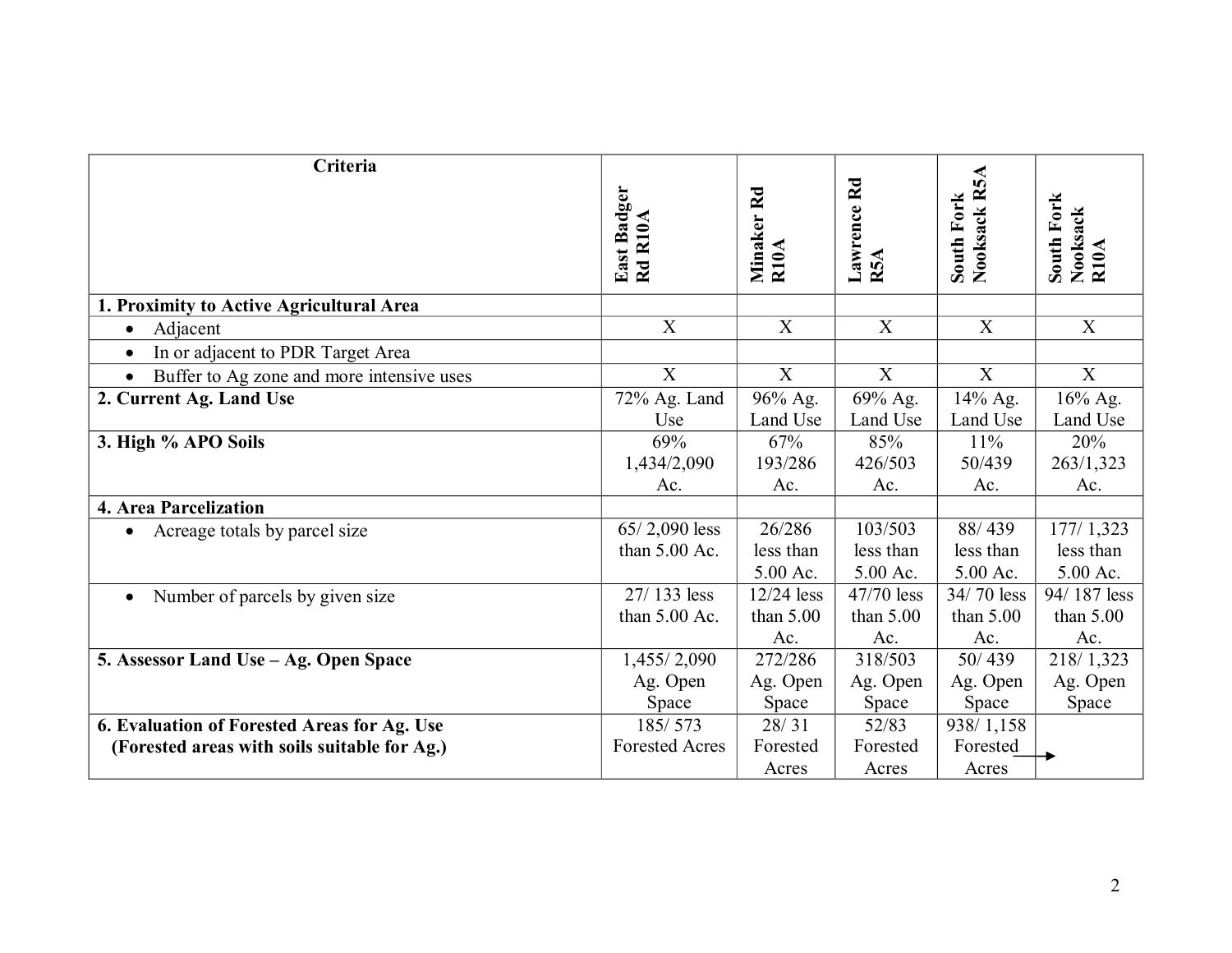| Criteria | East Badger Rd R10A | Minaker Rd R10A | Lawrence Rd R5A | South Fork Nooksack R5A | South Fork Nooksack R10A |
|---|---|---|---|---|---|
| **1. Proximity to Active Agricultural Area** | | | | | |
| • Adjacent | X | X | X | X | X |
| • In or adjacent to PDR Target Area | | | | | |
| • Buffer to Ag zone and more intensive uses | X | X | X | X | X |
| **2. Current Ag. Land Use** | 72% Ag. Land Use | 96% Ag. Land Use | 69% Ag. Land Use | 14% Ag. Land Use | 16% Ag. Land Use |
| **3. High % APO Soils** | 69% 1,434/2,090 Ac. | 67% 193/286 Ac. | 85% 426/503 Ac. | 11% 50/439 Ac. | 20% 263/1,323 Ac. |
| **4. Area Parcelization** | | | | | |
| • Acreage totals by parcel size | 65/ 2,090 less than 5.00 Ac. | 26/286 less than 5.00 Ac. | 103/503 less than 5.00 Ac. | 88/ 439 less than 5.00 Ac. | 177/ 1,323 less than 5.00 Ac. |
| • Number of parcels by given size | 27/ 133 less than 5.00 Ac. | 12/24 less than 5.00 Ac. | 47/70 less than 5.00 Ac. | 34/ 70 less than 5.00 Ac. | 94/ 187 less than 5.00 Ac. |
| **5. Assessor Land Use – Ag. Open Space** | 1,455/ 2,090 Ag. Open Space | 272/286 Ag. Open Space | 318/503 Ag. Open Space | 50/ 439 Ag. Open Space | 218/ 1,323 Ag. Open Space |
| **6. Evaluation of Forested Areas for Ag. Use (Forested areas with soils suitable for Ag.)** | 185/ 573 Forested Acres | 28/ 31 Forested Acres | 52/83 Forested Acres | 938/ 1,158 Forested Acres → | |